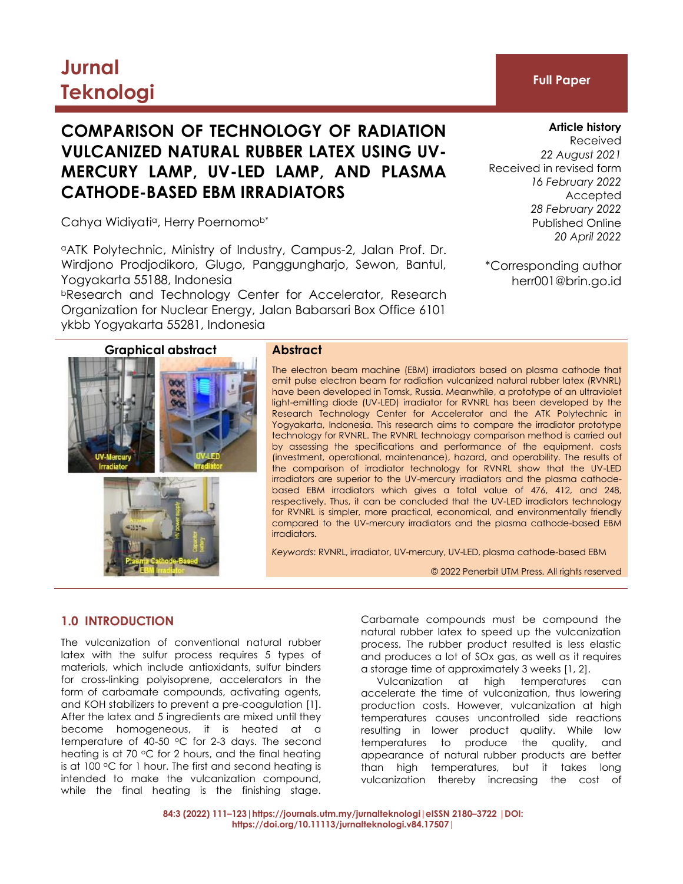# Jurnal Teknologi

**Full Paper**

# COMPARISON OF TECHNOLOGY OF RADIATION VULCANIZED NATURAL RUBBER LATEX USING UV-MERCURY LAMP, UV-LED LAMP, AND PLASMA CATHODE-BASED EBM IRRADIATORS

Cahya Widiyati[a], Herry Poernomo[b*]

[a]ATK Polytechnic, Ministry of Industry, Campus-2, Jalan Prof. Dr. Wirdjono Prodjodikoro, Glugo, Panggungharjo, Sewon, Bantul, Yogyakarta 55188, Indonesia

[b]Research and Technology Center for Accelerator, Research Organization for Nuclear Energy, Jalan Babarsari Box Office 6101 ykbb Yogyakarta 55281, Indonesia

**Article history**
Received
*22 August 2021*
Received in revised form
*16 February 2022*
Accepted
*28 February 2022*
Published Online
*20 April 2022*

*Corresponding author
herr001@brin.go.id

**Graphical abstract**

**Abstract**

The electron beam machine (EBM) irradiators based on plasma cathode that emit pulse electron beam for radiation vulcanized natural rubber latex (RVNRL) have been developed in Tomsk, Russia. Meanwhile, a prototype of an ultraviolet light-emitting diode (UV-LED) irradiator for RVNRL has been developed by the Research Technology Center for Accelerator and the ATK Polytechnic in Yogyakarta, Indonesia. This research aims to compare the irradiator prototype technology for RVNRL. The RVNRL technology comparison method is carried out by assessing the specifications and performance of the equipment, costs (investment, operational, maintenance), hazard, and operability. The results of the comparison of irradiator technology for RVNRL show that the UV-LED irradiators are superior to the UV-mercury irradiators and the plasma cathode-based EBM irradiators which gives a total value of 476, 412, and 248, respectively. Thus, it can be concluded that the UV-LED irradiators technology for RVNRL is simpler, more practical, economical, and environmentally friendly compared to the UV-mercury irradiators and the plasma cathode-based EBM irradiators.

*Keywords*: RVNRL, irradiator, UV-mercury, UV-LED, plasma cathode-based EBM

© 2022 Penerbit UTM Press. All rights reserved

## 1.0 INTRODUCTION

The vulcanization of conventional natural rubber latex with the sulfur process requires 5 types of materials, which include antioxidants, sulfur binders for cross-linking polyisoprene, accelerators in the form of carbamate compounds, activating agents, and KOH stabilizers to prevent a pre-coagulation [1]. After the latex and 5 ingredients are mixed until they become homogeneous, it is heated at a temperature of 40-50 °C for 2-3 days. The second heating is at 70 °C for 2 hours, and the final heating is at 100 °C for 1 hour. The first and second heating is intended to make the vulcanization compound, while the final heating is the finishing stage. Carbamate compounds must be compound the natural rubber latex to speed up the vulcanization process. The rubber product resulted is less elastic and produces a lot of SOx gas, as well as it requires a storage time of approximately 3 weeks [1, 2].

Vulcanization at high temperatures can accelerate the time of vulcanization, thus lowering production costs. However, vulcanization at high temperatures causes uncontrolled side reactions resulting in lower product quality. While low temperatures to produce the quality, and appearance of natural rubber products are better than high temperatures, but it takes long vulcanization thereby increasing the cost of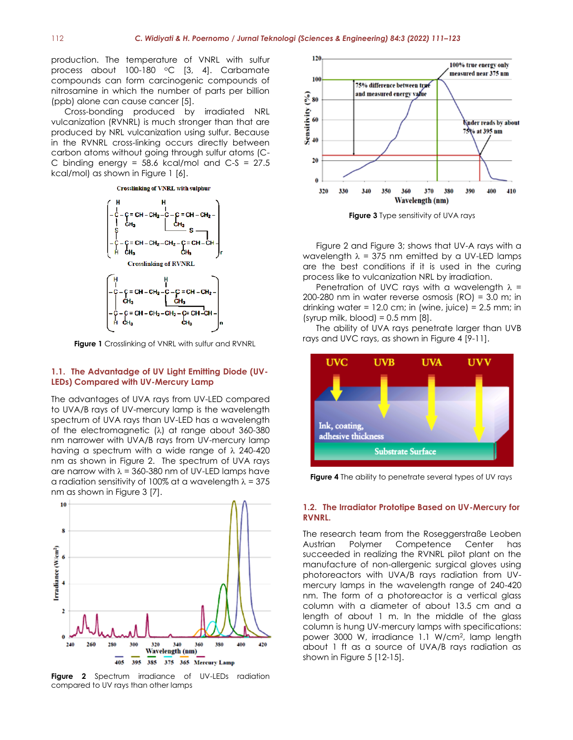production. The temperature of VNRL with sulfur process about 100-180 °C [3, 4]. Carbamate compounds can form carcinogenic compounds of nitrosamine in which the number of parts per billion (ppb) alone can cause cancer [5].

Cross-bonding produced by irradiated NRL vulcanization (RVNRL) is much stronger than that are produced by NRL vulcanization using sulfur. Because in the RVNRL cross-linking occurs directly between carbon atoms without going through sulfur atoms (C-C binding energy = 58.6 kcal/mol and C-S = 27.5 kcal/mol) as shown in Figure 1 [6].

**Figure 1** Crosslinking of VNRL with sulfur and RVNRL

## 1.1. The Advantadge of UV Light Emitting Diode (UV-LEDs) Compared with UV-Mercury Lamp

The advantages of UVA rays from UV-LED compared to UVA/B rays of UV-mercury lamp is the wavelength spectrum of UVA rays than UV-LED has a wavelength of the electromagnetic (λ) at range about 360-380 nm narrower with UVA/B rays from UV-mercury lamp having a spectrum with a wide range of λ 240-420 nm as shown in Figure 2. The spectrum of UVA rays are narrow with λ = 360-380 nm of UV-LED lamps have a radiation sensitivity of 100% at a wavelength λ = 375 nm as shown in Figure 3 [7].

**Figure 2** Spectrum irradiance of UV-LEDs radiation compared to UV rays than other lamps

**Figure 3** Type sensitivity of UVA rays

Figure 2 and Figure 3; shows that UV-A rays with a wavelength λ = 375 nm emitted by a UV-LED lamps are the best conditions if it is used in the curing process like to vulcanization NRL by irradiation.

Penetration of UVC rays with a wavelength λ = 200-280 nm in water reverse osmosis (RO) = 3.0 m; in drinking water = 12.0 cm; in (wine, juice) = 2.5 mm; in (syrup milk, blood) = 0.5 mm [8].

The ability of UVA rays penetrate larger than UVB rays and UVC rays, as shown in Figure 4 [9-11].

**Figure 4** The ability to penetrate several types of UV rays

## 1.2. The Irradiator Prototipe Based on UV-Mercury for RVNRL.

The research team from the Roseggerstraße Leoben Austrian Polymer Competence Center has succeeded in realizing the RVNRL pilot plant on the manufacture of non-allergenic surgical gloves using photoreactors with UVA/B rays radiation from UV-mercury lamps in the wavelength range of 240-420 nm. The form of a photoreactor is a vertical glass column with a diameter of about 13.5 cm and a length of about 1 m. In the middle of the glass column is hung UV-mercury lamps with specifications: power 3000 W, irradiance 1.1 W/cm$^2$, lamp length about 1 ft as a source of UVA/B rays radiation as shown in Figure 5 [12-15].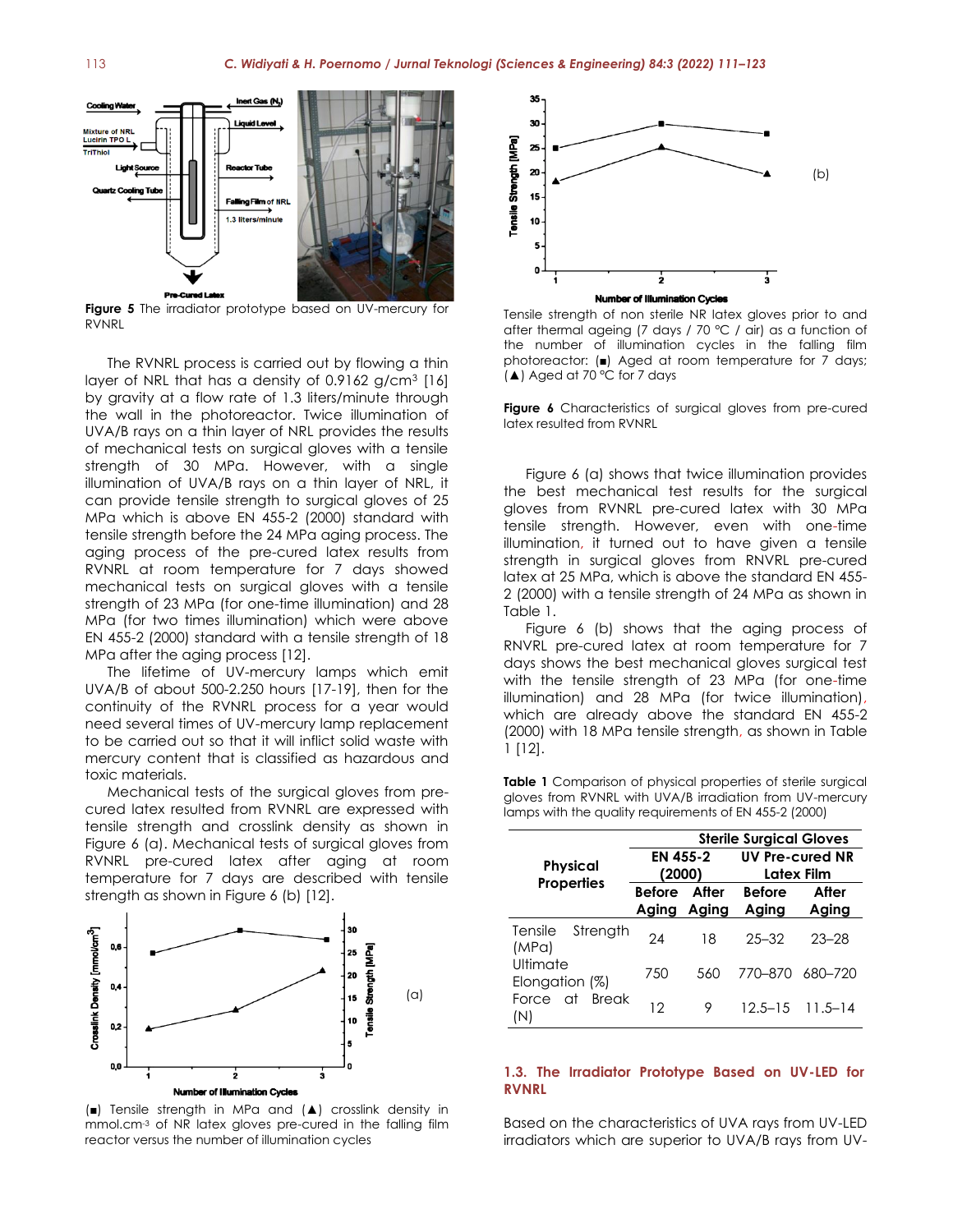Figure 5 The irradiator prototype based on UV-mercury for RVNRL

The RVNRL process is carried out by flowing a thin layer of NRL that has a density of 0.9162 g/cm$^3$ [16] by gravity at a flow rate of 1.3 liters/minute through the wall in the photoreactor. Twice illumination of UVA/B rays on a thin layer of NRL provides the results of mechanical tests on surgical gloves with a tensile strength of 30 MPa. However, with a single illumination of UVA/B rays on a thin layer of NRL, it can provide tensile strength to surgical gloves of 25 MPa which is above EN 455-2 (2000) standard with tensile strength before the 24 MPa aging process. The aging process of the pre-cured latex results from RVNRL at room temperature for 7 days showed mechanical tests on surgical gloves with a tensile strength of 23 MPa (for one-time illumination) and 28 MPa (for two times illumination) which were above EN 455-2 (2000) standard with a tensile strength of 18 MPa after the aging process [12].

The lifetime of UV-mercury lamps which emit UVA/B of about 500-2.250 hours [17-19], then for the continuity of the RVNRL process for a year would need several times of UV-mercury lamp replacement to be carried out so that it will inflict solid waste with mercury content that is classified as hazardous and toxic materials.

Mechanical tests of the surgical gloves from pre-cured latex resulted from RVNRL are expressed with tensile strength and crosslink density as shown in Figure 6 (a). Mechanical tests of surgical gloves from RVNRL pre-cured latex after aging at room temperature for 7 days are described with tensile strength as shown in Figure 6 (b) [12].

(■) Tensile strength in MPa and (▲) crosslink density in mmol.cm$^{-3}$ of NR latex gloves pre-cured in the falling film reactor versus the number of illumination cycles

Tensile strength of non sterile NR latex gloves prior to and after thermal ageing (7 days / 70 °C / air) as a function of the number of illumination cycles in the falling film photoreactor: (■) Aged at room temperature for 7 days; (▲) Aged at 70 °C for 7 days

Figure 6 Characteristics of surgical gloves from pre-cured latex resulted from RVNRL

Figure 6 (a) shows that twice illumination provides the best mechanical test results for the surgical gloves from RVNRL pre-cured latex with 30 MPa tensile strength. However, even with one-time illumination, it turned out to have given a tensile strength in surgical gloves from RNVRL pre-cured latex at 25 MPa, which is above the standard EN 455-2 (2000) with a tensile strength of 24 MPa as shown in Table 1.

Figure 6 (b) shows that the aging process of RNVRL pre-cured latex at room temperature for 7 days shows the best mechanical gloves surgical test with the tensile strength of 23 MPa (for one-time illumination) and 28 MPa (for twice illumination), which are already above the standard EN 455-2 (2000) with 18 MPa tensile strength, as shown in Table 1 [12].

Table 1 Comparison of physical properties of sterile surgical gloves from RVNRL with UVA/B irradiation from UV-mercury lamps with the quality requirements of EN 455-2 (2000)

| Physical Properties | Sterile Surgical Gloves | | | |
|---|---|---|---|---|
| | EN 455-2 (2000) | | UV Pre-cured NR Latex Film | |
| | Before Aging | After Aging | Before Aging | After Aging |
| Tensile Strength (MPa) | 24 | 18 | 25–32 | 23–28 |
| Ultimate Elongation (%) | 750 | 560 | 770–870 | 680–720 |
| Force at Break (N) | 12 | 9 | 12.5–15 | 11.5–14 |

### 1.3. The Irradiator Prototype Based on UV-LED for RVNRL

Based on the characteristics of UVA rays from UV-LED irradiators which are superior to UVA/B rays from UV-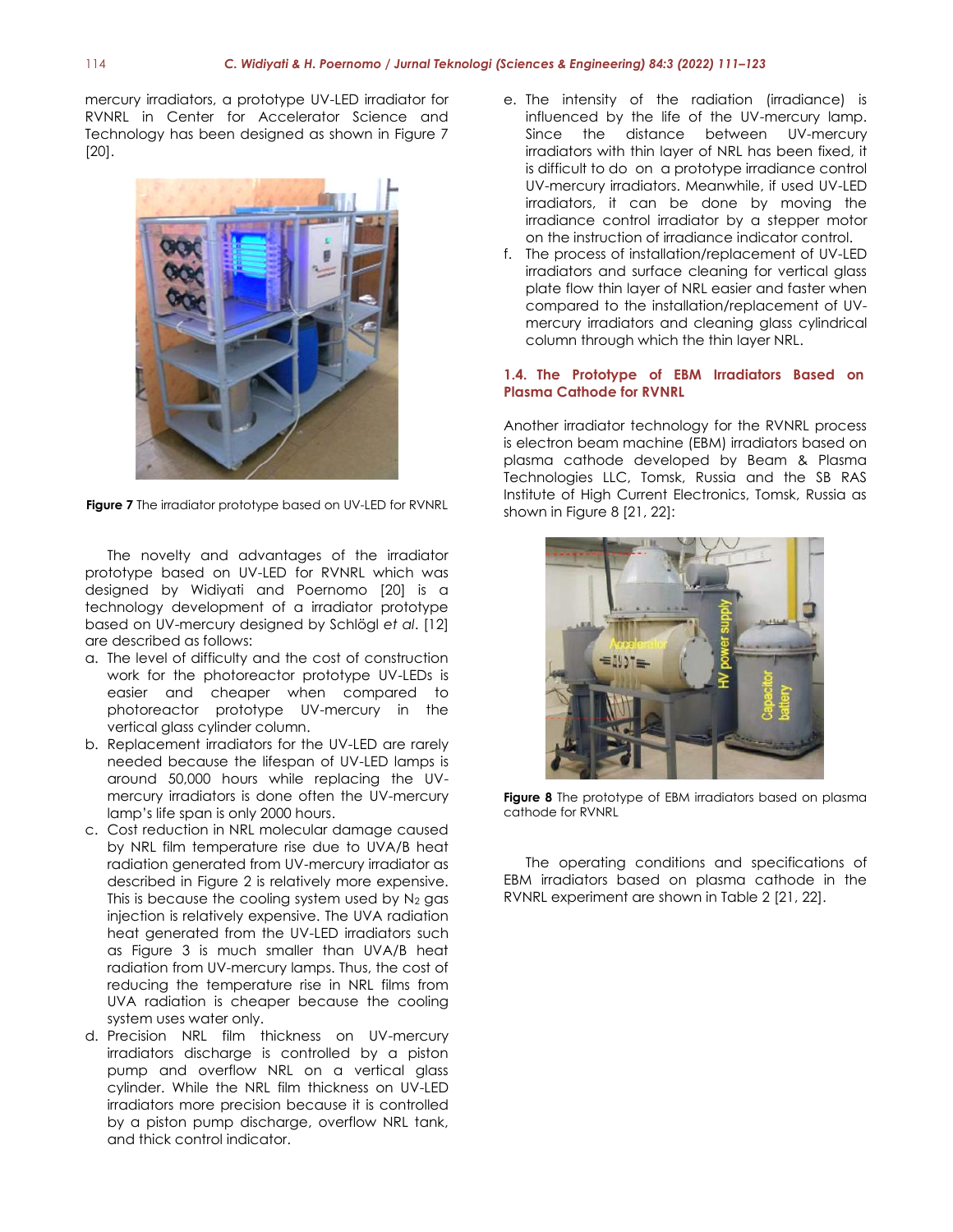mercury irradiators, a prototype UV-LED irradiator for RVNRL in Center for Accelerator Science and Technology has been designed as shown in Figure 7 [20].

**Figure 7** The irradiator prototype based on UV-LED for RVNRL

The novelty and advantages of the irradiator prototype based on UV-LED for RVNRL which was designed by Widiyati and Poernomo [20] is a technology development of a irradiator prototype based on UV-mercury designed by Schlögl *et al*. [12] are described as follows:

a. The level of difficulty and the cost of construction work for the photoreactor prototype UV-LEDs is easier and cheaper when compared to photoreactor prototype UV-mercury in the vertical glass cylinder column.
b. Replacement irradiators for the UV-LED are rarely needed because the lifespan of UV-LED lamps is around 50,000 hours while replacing the UV-mercury irradiators is done often the UV-mercury lamp's life span is only 2000 hours.
c. Cost reduction in NRL molecular damage caused by NRL film temperature rise due to UVA/B heat radiation generated from UV-mercury irradiator as described in Figure 2 is relatively more expensive. This is because the cooling system used by $N_2$ gas injection is relatively expensive. The UVA radiation heat generated from the UV-LED irradiators such as Figure 3 is much smaller than UVA/B heat radiation from UV-mercury lamps. Thus, the cost of reducing the temperature rise in NRL films from UVA radiation is cheaper because the cooling system uses water only.
d. Precision NRL film thickness on UV-mercury irradiators discharge is controlled by a piston pump and overflow NRL on a vertical glass cylinder. While the NRL film thickness on UV-LED irradiators more precision because it is controlled by a piston pump discharge, overflow NRL tank, and thick control indicator.
e. The intensity of the radiation (irradiance) is influenced by the life of the UV-mercury lamp. Since the distance between UV-mercury irradiators with thin layer of NRL has been fixed, it is difficult to do on a prototype irradiance control UV-mercury irradiators. Meanwhile, if used UV-LED irradiators, it can be done by moving the irradiance control irradiator by a stepper motor on the instruction of irradiance indicator control.
f. The process of installation/replacement of UV-LED irradiators and surface cleaning for vertical glass plate flow thin layer of NRL easier and faster when compared to the installation/replacement of UV-mercury irradiators and cleaning glass cylindrical column through which the thin layer NRL.

### 1.4. The Prototype of EBM Irradiators Based on Plasma Cathode for RVNRL

Another irradiator technology for the RVNRL process is electron beam machine (EBM) irradiators based on plasma cathode developed by Beam & Plasma Technologies LLC, Tomsk, Russia and the SB RAS Institute of High Current Electronics, Tomsk, Russia as shown in Figure 8 [21, 22]:

**Figure 8** The prototype of EBM irradiators based on plasma cathode for RVNRL

The operating conditions and specifications of EBM irradiators based on plasma cathode in the RVNRL experiment are shown in Table 2 [21, 22].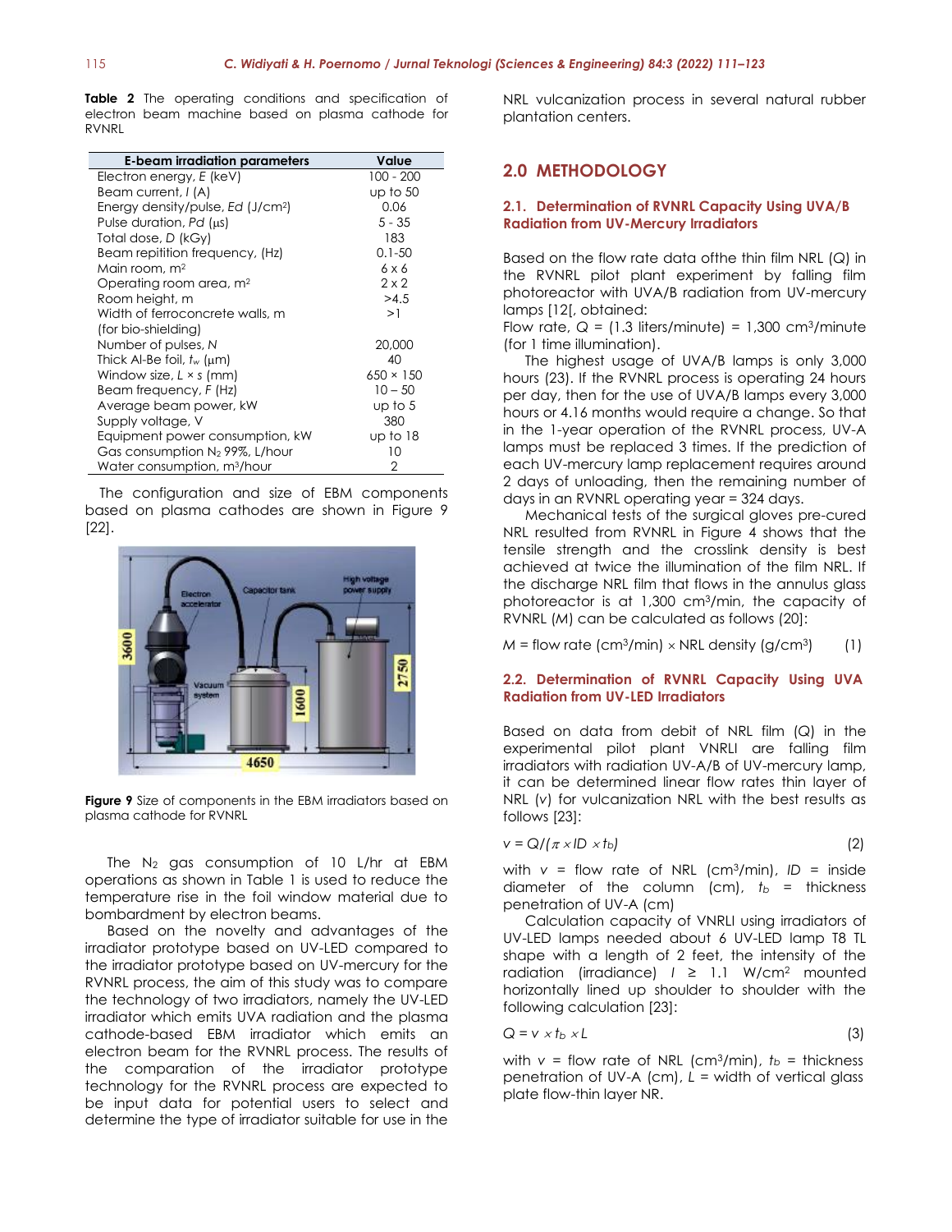**Table 2** The operating conditions and specification of electron beam machine based on plasma cathode for RVNRL

| E-beam irradiation parameters | Value |
|---|---|
| Electron energy, $E$ (keV) | 100 - 200 |
| Beam current, $I$ (A) | up to 50 |
| Energy density/pulse, $Ed$ (J/cm$^2$) | 0.06 |
| Pulse duration, $Pd$ (μs) | 5 - 35 |
| Total dose, $D$ (kGy) | 183 |
| Beam repitition frequency, (Hz) | 0.1-50 |
| Main room, m$^2$ | 6 x 6 |
| Operating room area, m$^2$ | 2 x 2 |
| Room height, m | >4.5 |
| Width of ferroconcrete walls, m (for bio-shielding) | >1 |
| Number of pulses, $N$ | 20,000 |
| Thick Al-Be foil, $t_w$ (μm) | 40 |
| Window size, $L \times s$ (mm) | 650 × 150 |
| Beam frequency, $F$ (Hz) | 10 – 50 |
| Average beam power, kW | up to 5 |
| Supply voltage, V | 380 |
| Equipment power consumption, kW | up to 18 |
| Gas consumption $N_2$ 99%, L/hour | 10 |
| Water consumption, m$^3$/hour | 2 |

The configuration and size of EBM components based on plasma cathodes are shown in Figure 9 [22].

**Figure 9** Size of components in the EBM irradiators based on plasma cathode for RVNRL

The $N_2$ gas consumption of 10 L/hr at EBM operations as shown in Table 1 is used to reduce the temperature rise in the foil window material due to bombardment by electron beams.

Based on the novelty and advantages of the irradiator prototype based on UV-LED compared to the irradiator prototype based on UV-mercury for the RVNRL process, the aim of this study was to compare the technology of two irradiators, namely the UV-LED irradiator which emits UVA radiation and the plasma cathode-based EBM irradiator which emits an electron beam for the RVNRL process. The results of the comparation of the irradiator prototype technology for the RVNRL process are expected to be input data for potential users to select and determine the type of irradiator suitable for use in the NRL vulcanization process in several natural rubber plantation centers.

## 2.0 METHODOLOGY

### 2.1. Determination of RVNRL Capacity Using UVA/B Radiation from UV-Mercury Irradiators

Based on the flow rate data ofthe thin film NRL ($Q$) in the RVNRL pilot plant experiment by falling film photoreactor with UVA/B radiation from UV-mercury lamps [12[, obtained:

Flow rate, $Q$ = (1.3 liters/minute) = 1,300 cm$^3$/minute (for 1 time illumination).

The highest usage of UVA/B lamps is only 3,000 hours (23). If the RVNRL process is operating 24 hours per day, then for the use of UVA/B lamps every 3,000 hours or 4.16 months would require a change. So that in the 1-year operation of the RVNRL process, UV-A lamps must be replaced 3 times. If the prediction of each UV-mercury lamp replacement requires around 2 days of unloading, then the remaining number of days in an RVNRL operating year = 324 days.

Mechanical tests of the surgical gloves pre-cured NRL resulted from RVNRL in Figure 4 shows that the tensile strength and the crosslink density is best achieved at twice the illumination of the film NRL. If the discharge NRL film that flows in the annulus glass photoreactor is at 1,300 cm$^3$/min, the capacity of RVNRL ($M$) can be calculated as follows (20]:

$$M = \text{flow rate (cm}^3\text{/min)} \times \text{NRL density (g/cm}^3\text{)} \quad (1)$$

### 2.2. Determination of RVNRL Capacity Using UVA Radiation from UV-LED Irradiators

Based on data from debit of NRL film ($Q$) in the experimental pilot plant VNRLI are falling film irradiators with radiation UV-A/B of UV-mercury lamp, it can be determined linear flow rates thin layer of NRL ($v$) for vulcanization NRL with the best results as follows [23]:

$$v = Q/(\pi \times ID \times t_b) \quad (2)$$

with $v$ = flow rate of NRL (cm$^3$/min), $ID$ = inside diameter of the column (cm), $t_b$ = thickness penetration of UV-A (cm)

Calculation capacity of VNRLI using irradiators of UV-LED lamps needed about 6 UV-LED lamp T8 TL shape with a length of 2 feet, the intensity of the radiation (irradiance) $I \geq 1.1$ W/cm$^2$ mounted horizontally lined up shoulder to shoulder with the following calculation [23]:

$$Q = v \times t_b \times L \quad (3)$$

with $v$ = flow rate of NRL (cm$^3$/min), $t_b$ = thickness penetration of UV-A (cm), $L$ = width of vertical glass plate flow-thin layer NR.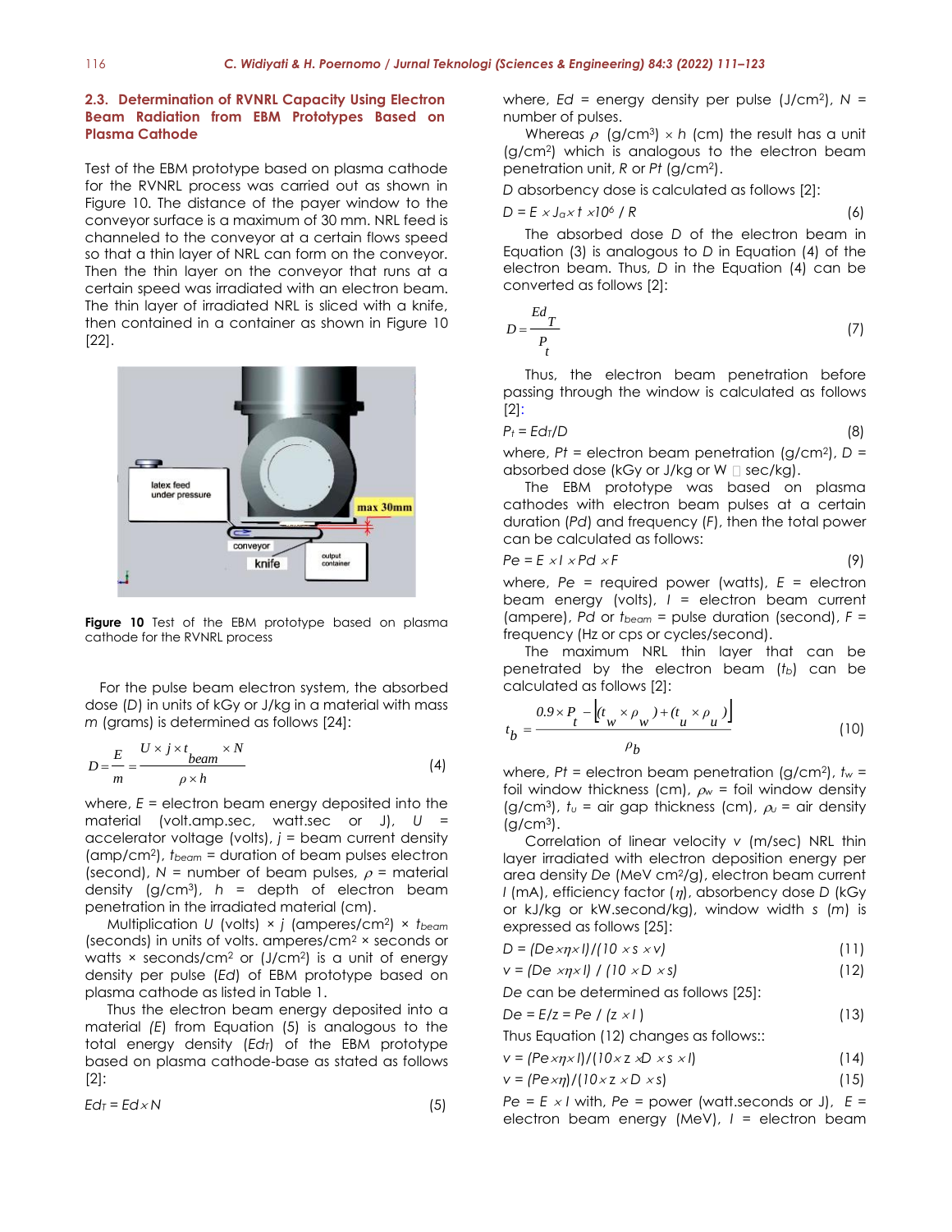### 2.3. Determination of RVNRL Capacity Using Electron Beam Radiation from EBM Prototypes Based on Plasma Cathode

Test of the EBM prototype based on plasma cathode for the RVNRL process was carried out as shown in Figure 10. The distance of the payer window to the conveyor surface is a maximum of 30 mm. NRL feed is channeled to the conveyor at a certain flows speed so that a thin layer of NRL can form on the conveyor. Then the thin layer on the conveyor that runs at a certain speed was irradiated with an electron beam. The thin layer of irradiated NRL is sliced with a knife, then contained in a container as shown in Figure 10 [22].

**Figure 10** Test of the EBM prototype based on plasma cathode for the RVNRL process

For the pulse beam electron system, the absorbed dose ($D$) in units of kGy or J/kg in a material with mass $m$ (grams) is determined as follows [24]:

$$D = \frac{E}{m} = \frac{U \times j \times t_{beam} \times N}{\rho \times h} \tag{4}$$

where, $E$ = electron beam energy deposited into the material (volt.amp.sec, watt.sec or J), $U$ = accelerator voltage (volts), $j$ = beam current density (amp/cm²), $t_{beam}$ = duration of beam pulses electron (second), $N$ = number of beam pulses, $\rho$ = material density (g/cm³), $h$ = depth of electron beam penetration in the irradiated material (cm).

Multiplication $U$ (volts) × $j$ (amperes/cm²) × $t_{beam}$ (seconds) in units of volts. amperes/cm² × seconds or watts × seconds/cm² or (J/cm²) is a unit of energy density per pulse ($Ed$) of EBM prototype based on plasma cathode as listed in Table 1.

Thus the electron beam energy deposited into a material ($E$) from Equation (5) is analogous to the total energy density ($Ed_T$) of the EBM prototype based on plasma cathode-base as stated as follows [2]:

$$Ed_T = Ed \times N \tag{5}$$

where, $Ed$ = energy density per pulse (J/cm²), $N$ = number of pulses.

Whereas $\rho$ (g/cm³) × $h$ (cm) the result has a unit (g/cm²) which is analogous to the electron beam penetration unit, $R$ or $Pt$ (g/cm²).

$D$ absorbency dose is calculated as follows [2]:

$$D = E \times J_a \times t \times 10^6 / R \tag{6}$$

The absorbed dose $D$ of the electron beam in Equation (3) is analogous to $D$ in Equation (4) of the electron beam. Thus, $D$ in the Equation (4) can be converted as follows [2]:

$$D = \frac{Ed_T}{P_t} \tag{7}$$

Thus, the electron beam penetration before passing through the window is calculated as follows [2]:

$$P_t = Ed_T/D \tag{8}$$

where, $Pt$ = electron beam penetration (g/cm²), $D$ = absorbed dose (kGy or J/kg or W sec/kg).

The EBM prototype was based on plasma cathodes with electron beam pulses at a certain duration ($Pd$) and frequency ($F$), then the total power can be calculated as follows:

$$Pe = E \times I \times Pd \times F \tag{9}$$

where, $Pe$ = required power (watts), $E$ = electron beam energy (volts), $I$ = electron beam current (ampere), $Pd$ or $t_{beam}$ = pulse duration (second), $F$ = frequency (Hz or cps or cycles/second).

The maximum NRL thin layer that can be penetrated by the electron beam ($t_b$) can be calculated as follows [2]:

$$t_b = \frac{0.9 \times P_t - \left[ (t_w \times \rho_w) + (t_u \times \rho_u) \right]}{\rho_b} \tag{10}$$

where, $Pt$ = electron beam penetration (g/cm²), $t_w$ = foil window thickness (cm), $\rho_w$ = foil window density (g/cm³), $t_u$ = air gap thickness (cm), $\rho_u$ = air density (g/cm³).

Correlation of linear velocity $v$ (m/sec) NRL thin layer irradiated with electron deposition energy per area density $De$ (MeV cm²/g), electron beam current $I$ (mA), efficiency factor ($\eta$), absorbency dose $D$ (kGy or kJ/kg or kW.second/kg), window width $s$ ($m$) is expressed as follows [25]:

$$D = (De \times \eta \times I)/(10 \times s \times v) \tag{11}$$

$$v = (De \times \eta \times I) / (10 \times D \times s) \tag{12}$$

$De$ can be determined as follows [25]:

$$De = E/z = Pe / (z \times I) \tag{13}$$

Thus Equation (12) changes as follows::

$$v = (Pe \times \eta \times I)/(10 \times z \times D \times s \times I) \tag{14}$$

$$v = (Pe \times \eta)/(10 \times z \times D \times s) \tag{15}$$

$Pe = E \times I$ with, $Pe$ = power (watt.seconds or J), $E$ = electron beam energy (MeV), $I$ = electron beam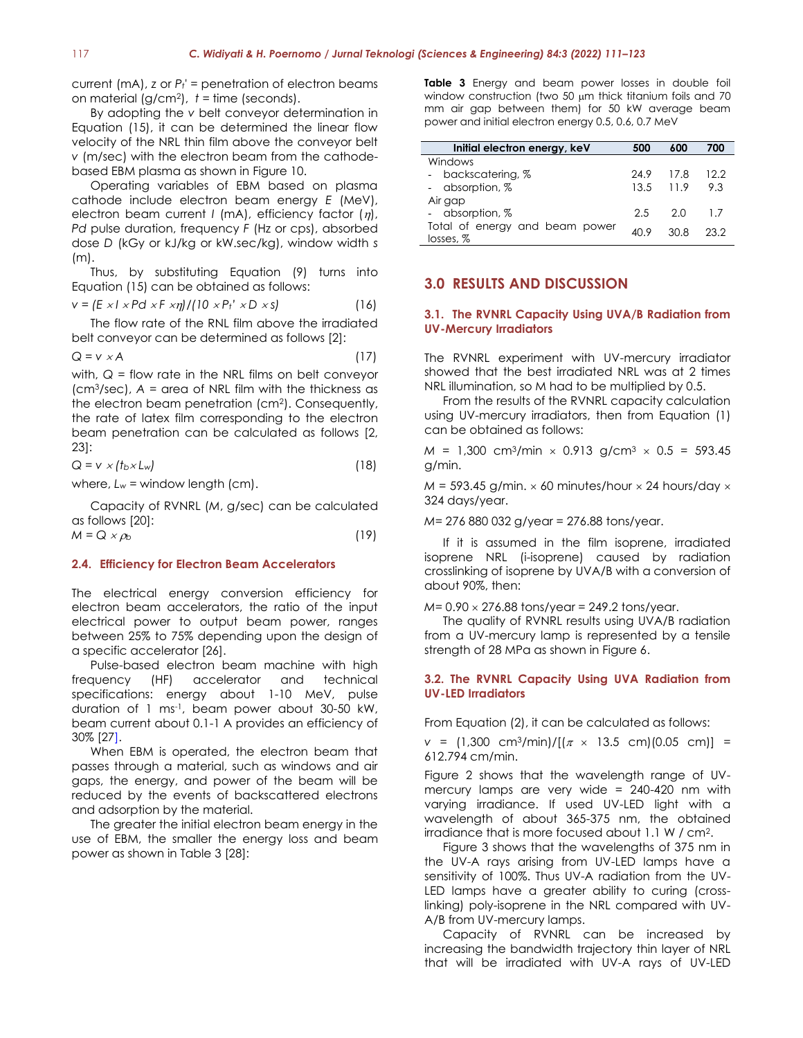current (mA), z or $P_t'$ = penetration of electron beams on material (g/cm$^2$), $t$ = time (seconds).

By adopting the $v$ belt conveyor determination in Equation (15), it can be determined the linear flow velocity of the NRL thin film above the conveyor belt $v$ (m/sec) with the electron beam from the cathode-based EBM plasma as shown in Figure 10.

Operating variables of EBM based on plasma cathode include electron beam energy $E$ (MeV), electron beam current $I$ (mA), efficiency factor ($\eta$), $Pd$ pulse duration, frequency $F$ (Hz or cps), absorbed dose $D$ (kGy or kJ/kg or kW.sec/kg), window width $s$ (m).

Thus, by substituting Equation (9) turns into Equation (15) can be obtained as follows:

$$v = (E \times I \times Pd \times F \times \eta)/(10 \times P_t' \times D \times s) \quad (16)$$

The flow rate of the RNL film above the irradiated belt conveyor can be determined as follows [2]:

$$Q = v \times A \quad (17)$$

with, $Q$ = flow rate in the NRL films on belt conveyor (cm$^3$/sec), $A$ = area of NRL film with the thickness as the electron beam penetration (cm$^2$). Consequently, the rate of latex film corresponding to the electron beam penetration can be calculated as follows [2, 23]:

$$Q = v \times (t_b \times L_w) \quad (18)$$

where, $L_w$ = window length (cm).

Capacity of RVNRL ($M$, g/sec) can be calculated as follows [20]:

$$M = Q \times \rho_b \quad (19)$$

### 2.4. Efficiency for Electron Beam Accelerators

The electrical energy conversion efficiency for electron beam accelerators, the ratio of the input electrical power to output beam power, ranges between 25% to 75% depending upon the design of a specific accelerator [26].

Pulse-based electron beam machine with high frequency (HF) accelerator and technical specifications: energy about 1-10 MeV, pulse duration of 1 ms$^{-1}$, beam power about 30-50 kW, beam current about 0.1-1 A provides an efficiency of 30% [27].

When EBM is operated, the electron beam that passes through a material, such as windows and air gaps, the energy, and power of the beam will be reduced by the events of backscattered electrons and adsorption by the material.

The greater the initial electron beam energy in the use of EBM, the smaller the energy loss and beam power as shown in Table 3 [28]:

**Table 3** Energy and beam power losses in double foil window construction (two 50 μm thick titanium foils and 70 mm air gap between them) for 50 kW average beam power and initial electron energy 0.5, 0.6, 0.7 MeV

| Initial electron energy, keV | 500 | 600 | 700 |
|---|---|---|---|
| Windows | | | |
| - backscatering, % | 24.9 | 17.8 | 12.2 |
| - absorption, % | 13.5 | 11.9 | 9.3 |
| Air gap | | | |
| - absorption, % | 2.5 | 2.0 | 1.7 |
| Total of energy and beam power losses, % | 40.9 | 30.8 | 23.2 |

## 3.0 RESULTS AND DISCUSSION

### 3.1. The RVNRL Capacity Using UVA/B Radiation from UV-Mercury Irradiators

The RVNRL experiment with UV-mercury irradiator showed that the best irradiated NRL was at 2 times NRL illumination, so M had to be multiplied by 0.5.

From the results of the RVNRL capacity calculation using UV-mercury irradiators, then from Equation (1) can be obtained as follows:

$M$ = 1,300 cm$^3$/min × 0.913 g/cm$^3$ × 0.5 = 593.45 g/min.

$M$ = 593.45 g/min. × 60 minutes/hour × 24 hours/day × 324 days/year.

$M$= 276 880 032 g/year = 276.88 tons/year.

If it is assumed in the film isoprene, irradiated isoprene NRL (i-isoprene) caused by radiation crosslinking of isoprene by UVA/B with a conversion of about 90%, then:

$M$= 0.90 × 276.88 tons/year = 249.2 tons/year.

The quality of RVNRL results using UVA/B radiation from a UV-mercury lamp is represented by a tensile strength of 28 MPa as shown in Figure 6.

### 3.2. The RVNRL Capacity Using UVA Radiation from UV-LED Irradiators

From Equation (2), it can be calculated as follows:

$v$ = (1,300 cm$^3$/min)/[($\pi$ × 13.5 cm)(0.05 cm)] = 612.794 cm/min.

Figure 2 shows that the wavelength range of UV-mercury lamps are very wide = 240-420 nm with varying irradiance. If used UV-LED light with a wavelength of about 365-375 nm, the obtained irradiance that is more focused about 1.1 W / cm$^2$.

Figure 3 shows that the wavelengths of 375 nm in the UV-A rays arising from UV-LED lamps have a sensitivity of 100%. Thus UV-A radiation from the UV-LED lamps have a greater ability to curing (cross-linking) poly-isoprene in the NRL compared with UV-A/B from UV-mercury lamps.

Capacity of RVNRL can be increased by increasing the bandwidth trajectory thin layer of NRL that will be irradiated with UV-A rays of UV-LED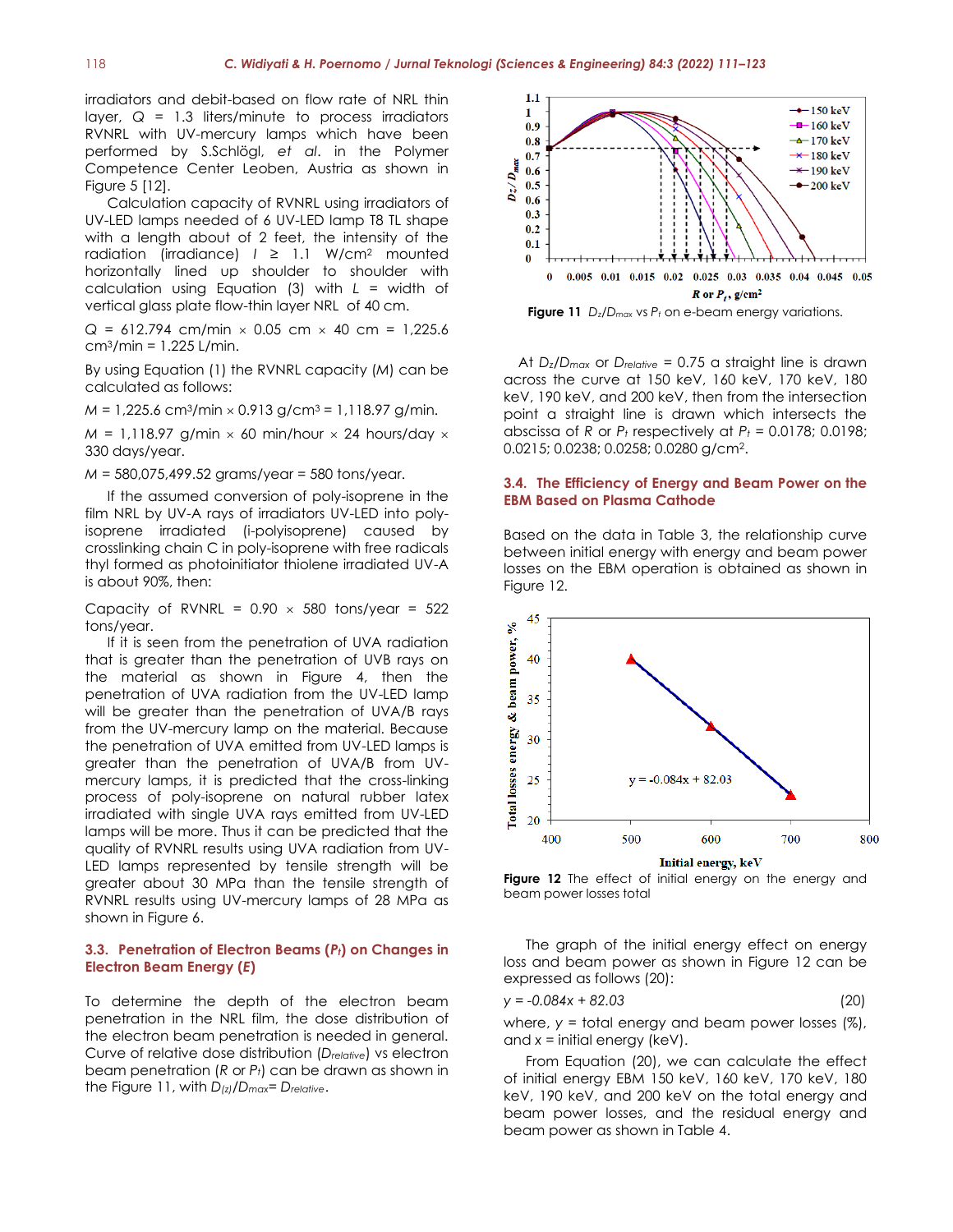irradiators and debit-based on flow rate of NRL thin layer, $Q$ = 1.3 liters/minute to process irradiators RVNRL with UV-mercury lamps which have been performed by S.Schlögl, *et al.* in the Polymer Competence Center Leoben, Austria as shown in Figure 5 [12].

Calculation capacity of RVNRL using irradiators of UV-LED lamps needed of 6 UV-LED lamp T8 TL shape with a length about of 2 feet, the intensity of the radiation (irradiance) $I \geq 1.1$ W/cm² mounted horizontally lined up shoulder to shoulder with calculation using Equation (3) with $L$ = width of vertical glass plate flow-thin layer NRL of 40 cm.

$Q$ = 612.794 cm/min × 0.05 cm × 40 cm = 1,225.6 cm³/min = 1.225 L/min.

By using Equation (1) the RVNRL capacity ($M$) can be calculated as follows:

$M$ = 1,225.6 cm³/min × 0.913 g/cm³ = 1,118.97 g/min.

$M$ = 1,118.97 g/min × 60 min/hour × 24 hours/day × 330 days/year.

$M$ = 580,075,499.52 grams/year = 580 tons/year.

If the assumed conversion of poly-isoprene in the film NRL by UV-A rays of irradiators UV-LED into poly-isoprene irradiated (i-polyisoprene) caused by crosslinking chain C in poly-isoprene with free radicals thyl formed as photoinitiator thiolene irradiated UV-A is about 90%, then:

Capacity of RVNRL = 0.90 × 580 tons/year = 522 tons/year.

If it is seen from the penetration of UVA radiation that is greater than the penetration of UVB rays on the material as shown in Figure 4, then the penetration of UVA radiation from the UV-LED lamp will be greater than the penetration of UVA/B rays from the UV-mercury lamp on the material. Because the penetration of UVA emitted from UV-LED lamps is greater than the penetration of UVA/B from UV-mercury lamps, it is predicted that the cross-linking process of poly-isoprene on natural rubber latex irradiated with single UVA rays emitted from UV-LED lamps will be more. Thus it can be predicted that the quality of RVNRL results using UVA radiation from UV-LED lamps represented by tensile strength will be greater about 30 MPa than the tensile strength of RVNRL results using UV-mercury lamps of 28 MPa as shown in Figure 6.

### 3.3. Penetration of Electron Beams ($P_t$) on Changes in Electron Beam Energy ($E$)

To determine the depth of the electron beam penetration in the NRL film, the dose distribution of the electron beam penetration is needed in general. Curve of relative dose distribution ($D_{relative}$) vs electron beam penetration ($R$ or $P_t$) can be drawn as shown in the Figure 11, with $D_{(z)}/D_{max} = D_{relative}$.

**Figure 11** $D_z/D_{max}$ vs $P_t$ on e-beam energy variations.

At $D_z/D_{max}$ or $D_{relative}$ = 0.75 a straight line is drawn across the curve at 150 keV, 160 keV, 170 keV, 180 keV, 190 keV, and 200 keV, then from the intersection point a straight line is drawn which intersects the abscissa of $R$ or $P_t$ respectively at $P_t$ = 0.0178; 0.0198; 0.0215; 0.0238; 0.0258; 0.0280 g/cm².

### 3.4. The Efficiency of Energy and Beam Power on the EBM Based on Plasma Cathode

Based on the data in Table 3, the relationship curve between initial energy with energy and beam power losses on the EBM operation is obtained as shown in Figure 12.

**Figure 12** The effect of initial energy on the energy and beam power losses total

The graph of the initial energy effect on energy loss and beam power as shown in Figure 12 can be expressed as follows (20):

$$y = -0.084x + 82.03 \qquad (20)$$

where, $y$ = total energy and beam power losses (%), and $x$ = initial energy (keV).

From Equation (20), we can calculate the effect of initial energy EBM 150 keV, 160 keV, 170 keV, 180 keV, 190 keV, and 200 keV on the total energy and beam power losses, and the residual energy and beam power as shown in Table 4.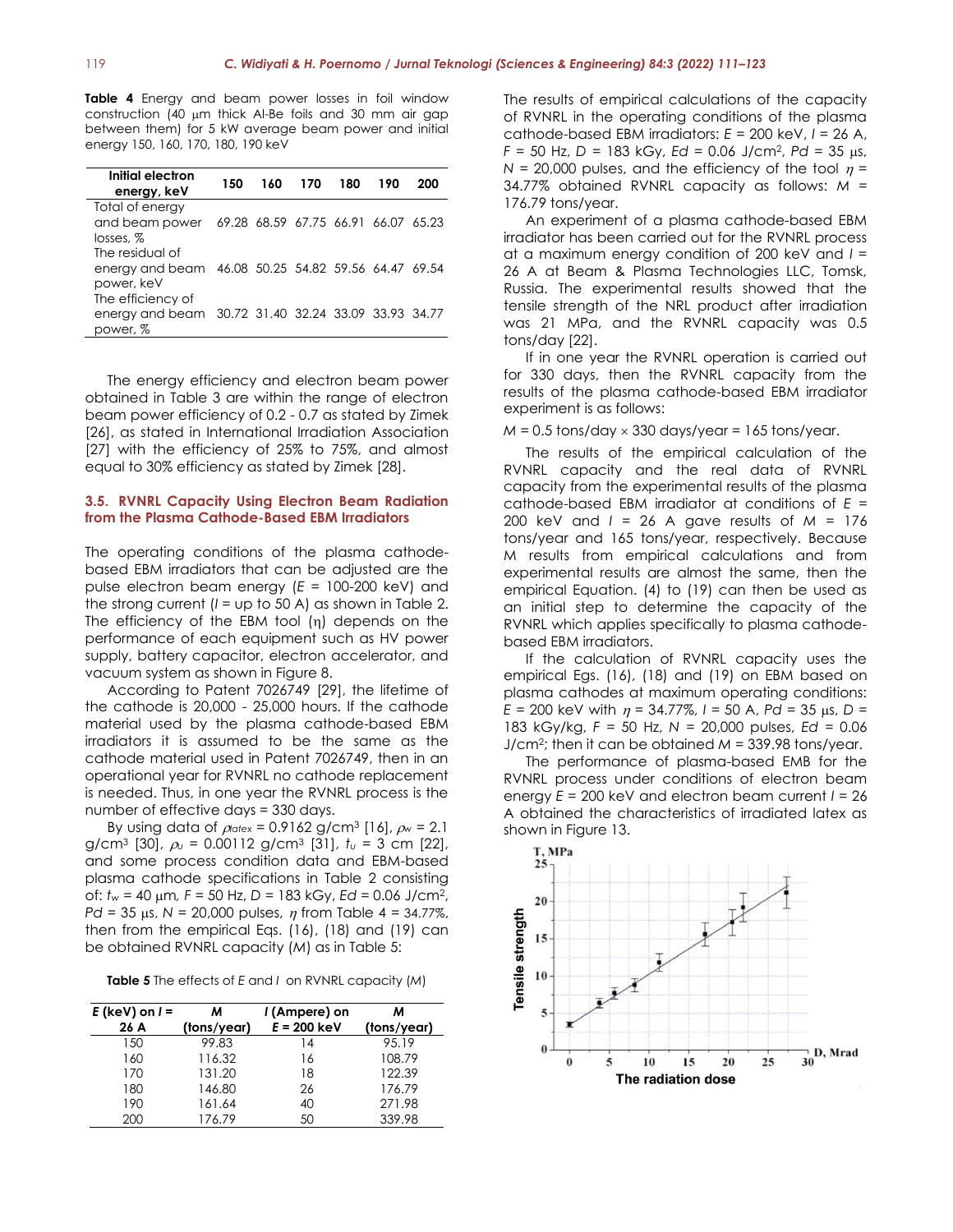**Table 4** Energy and beam power losses in foil window construction (40 μm thick Al-Be foils and 30 mm air gap between them) for 5 kW average beam power and initial energy 150, 160, 170, 180, 190 keV

| Initial electron energy, keV | 150 | 160 | 170 | 180 | 190 | 200 |
|---|---|---|---|---|---|---|
| Total of energy and beam power losses, % | 69.28 | 68.59 | 67.75 | 66.91 | 66.07 | 65.23 |
| The residual of energy and beam power, keV | 46.08 | 50.25 | 54.82 | 59.56 | 64.47 | 69.54 |
| The efficiency of energy and beam power, % | 30.72 | 31.40 | 32.24 | 33.09 | 33.93 | 34.77 |

The energy efficiency and electron beam power obtained in Table 3 are within the range of electron beam power efficiency of 0.2 - 0.7 as stated by Zimek [26], as stated in International Irradiation Association [27] with the efficiency of 25% to 75%, and almost equal to 30% efficiency as stated by Zimek [28].

### 3.5. RVNRL Capacity Using Electron Beam Radiation from the Plasma Cathode-Based EBM Irradiators

The operating conditions of the plasma cathode-based EBM irradiators that can be adjusted are the pulse electron beam energy ($E$ = 100-200 keV) and the strong current ($I$ = up to 50 A) as shown in Table 2. The efficiency of the EBM tool ($\eta$) depends on the performance of each equipment such as HV power supply, battery capacitor, electron accelerator, and vacuum system as shown in Figure 8.

According to Patent 7026749 [29], the lifetime of the cathode is 20,000 - 25,000 hours. If the cathode material used by the plasma cathode-based EBM irradiators it is assumed to be the same as the cathode material used in Patent 7026749, then in an operational year for RVNRL no cathode replacement is needed. Thus, in one year the RVNRL process is the number of effective days = 330 days.

By using data of $\rho_{latex}$ = 0.9162 g/cm$^3$ [16], $\rho_w$ = 2.1 g/cm$^3$ [30], $\rho_u$ = 0.00112 g/cm$^3$ [31], $t_u$ = 3 cm [22], and some process condition data and EBM-based plasma cathode specifications in Table 2 consisting of: $t_w$ = 40 μm, $F$ = 50 Hz, $D$ = 183 kGy, $Ed$ = 0.06 J/cm$^2$, $Pd$ = 35 μs, $N$ = 20,000 pulses, $\eta$ from Table 4 = 34.77%, then from the empirical Eqs. (16), (18) and (19) can be obtained RVNRL capacity ($M$) as in Table 5:

**Table 5** The effects of $E$ and $I$ on RVNRL capacity ($M$)

| $E$ (keV) on $I$ = 26 A | $M$ (tons/year) | $I$ (Ampere) on $E$ = 200 keV | $M$ (tons/year) |
|---|---|---|---|
| 150 | 99.83 | 14 | 95.19 |
| 160 | 116.32 | 16 | 108.79 |
| 170 | 131.20 | 18 | 122.39 |
| 180 | 146.80 | 26 | 176.79 |
| 190 | 161.64 | 40 | 271.98 |
| 200 | 176.79 | 50 | 339.98 |

The results of empirical calculations of the capacity of RVNRL in the operating conditions of the plasma cathode-based EBM irradiators: $E$ = 200 keV, $I$ = 26 A, $F$ = 50 Hz, $D$ = 183 kGy, $Ed$ = 0.06 J/cm$^2$, $Pd$ = 35 μs, $N$ = 20,000 pulses, and the efficiency of the tool $\eta$ = 34.77% obtained RVNRL capacity as follows: $M$ = 176.79 tons/year.

An experiment of a plasma cathode-based EBM irradiator has been carried out for the RVNRL process at a maximum energy condition of 200 keV and $I$ = 26 A at Beam & Plasma Technologies LLC, Tomsk, Russia. The experimental results showed that the tensile strength of the NRL product after irradiation was 21 MPa, and the RVNRL capacity was 0.5 tons/day [22].

If in one year the RVNRL operation is carried out for 330 days, then the RVNRL capacity from the results of the plasma cathode-based EBM irradiator experiment is as follows:

$M$ = 0.5 tons/day × 330 days/year = 165 tons/year.

The results of the empirical calculation of the RVNRL capacity and the real data of RVNRL capacity from the experimental results of the plasma cathode-based EBM irradiator at conditions of $E$ = 200 keV and $I$ = 26 A gave results of $M$ = 176 tons/year and 165 tons/year, respectively. Because $M$ results from empirical calculations and from experimental results are almost the same, then the empirical Equation. (4) to (19) can then be used as an initial step to determine the capacity of the RVNRL which applies specifically to plasma cathode-based EBM irradiators.

If the calculation of RVNRL capacity uses the empirical Eqs. (16), (18) and (19) on EBM based on plasma cathodes at maximum operating conditions: $E$ = 200 keV with $\eta$ = 34.77%, $I$ = 50 A, $Pd$ = 35 μs, $D$ = 183 kGy/kg, $F$ = 50 Hz, $N$ = 20,000 pulses, $Ed$ = 0.06 J/cm$^2$; then it can be obtained $M$ = 339.98 tons/year.

The performance of plasma-based EMB for the RVNRL process under conditions of electron beam energy $E$ = 200 keV and electron beam current $I$ = 26 A obtained the characteristics of irradiated latex as shown in Figure 13.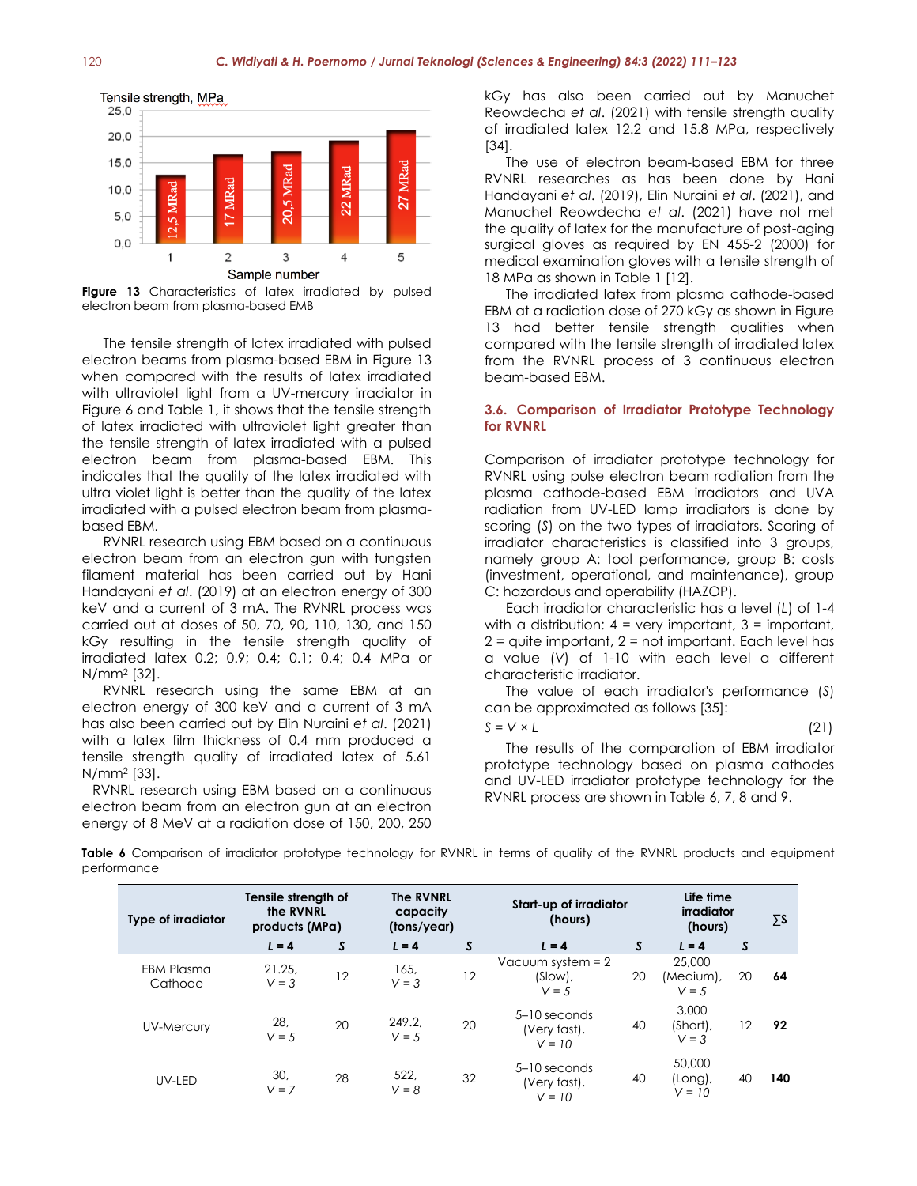Figure 13 Characteristics of latex irradiated by pulsed electron beam from plasma-based EMB

The tensile strength of latex irradiated with pulsed electron beams from plasma-based EBM in Figure 13 when compared with the results of latex irradiated with ultraviolet light from a UV-mercury irradiator in Figure 6 and Table 1, it shows that the tensile strength of latex irradiated with ultraviolet light greater than the tensile strength of latex irradiated with a pulsed electron beam from plasma-based EBM. This indicates that the quality of the latex irradiated with ultra violet light is better than the quality of the latex irradiated with a pulsed electron beam from plasma-based EBM.

RVNRL research using EBM based on a continuous electron beam from an electron gun with tungsten filament material has been carried out by Hani Handayani *et al*. (2019) at an electron energy of 300 keV and a current of 3 mA. The RVNRL process was carried out at doses of 50, 70, 90, 110, 130, and 150 kGy resulting in the tensile strength quality of irradiated latex 0.2; 0.9; 0.4; 0.1; 0.4; 0.4 MPa or N/mm$^2$ [32].

RVNRL research using the same EBM at an electron energy of 300 keV and a current of 3 mA has also been carried out by Elin Nuraini *et al*. (2021) with a latex film thickness of 0.4 mm produced a tensile strength quality of irradiated latex of 5.61 N/mm$^2$ [33].

RVNRL research using EBM based on a continuous electron beam from an electron gun at an electron energy of 8 MeV at a radiation dose of 150, 200, 250 kGy has also been carried out by Manuchet Reowdecha *et al*. (2021) with tensile strength quality of irradiated latex 12.2 and 15.8 MPa, respectively [34].

The use of electron beam-based EBM for three RVNRL researches as has been done by Hani Handayani *et al*. (2019), Elin Nuraini *et al*. (2021), and Manuchet Reowdecha *et al*. (2021) have not met the quality of latex for the manufacture of post-aging surgical gloves as required by EN 455-2 (2000) for medical examination gloves with a tensile strength of 18 MPa as shown in Table 1 [12].

The irradiated latex from plasma cathode-based EBM at a radiation dose of 270 kGy as shown in Figure 13 had better tensile strength qualities when compared with the tensile strength of irradiated latex from the RVNRL process of 3 continuous electron beam-based EBM.

### 3.6. Comparison of Irradiator Prototype Technology for RVNRL

Comparison of irradiator prototype technology for RVNRL using pulse electron beam radiation from the plasma cathode-based EBM irradiators and UVA radiation from UV-LED lamp irradiators is done by scoring (*S*) on the two types of irradiators. Scoring of irradiator characteristics is classified into 3 groups, namely group A: tool performance, group B: costs (investment, operational, and maintenance), group C: hazardous and operability (HAZOP).

Each irradiator characteristic has a level (*L*) of 1-4 with a distribution: 4 = very important, 3 = important, 2 = quite important, 2 = not important. Each level has a value (*V*) of 1-10 with each level a different characteristic irradiator.

The value of each irradiator's performance (*S*) can be approximated as follows [35]:

$$S = V \times L \tag{21}$$

The results of the comparation of EBM irradiator prototype technology based on plasma cathodes and UV-LED irradiator prototype technology for the RVNRL process are shown in Table 6, 7, 8 and 9.

**Table 6** Comparison of irradiator prototype technology for RVNRL in terms of quality of the RVNRL products and equipment performance

| Type of irradiator | Tensile strength of the RVNRL products (MPa) | | The RVNRL capacity (tons/year) | | Start-up of irradiator (hours) | | Life time irradiator (hours) | | ∑S |
|---|---|---|---|---|---|---|---|---|---|
| | *L* = 4 | *S* | *L* = 4 | *S* | *L* = 4 | *S* | *L* = 4 | *S* | |
| EBM Plasma Cathode | 21.25, *V* = 3 | 12 | 165, *V* = 3 | 12 | Vacuum system = 2 (Slow), *V* = 5 | 20 | 25,000 (Medium), *V* = 5 | 20 | **64** |
| UV-Mercury | 28, *V* = 5 | 20 | 249.2, *V* = 5 | 20 | 5–10 seconds (Very fast), *V* = 10 | 40 | 3,000 (Short), *V* = 3 | 12 | **92** |
| UV-LED | 30, *V* = 7 | 28 | 522, *V* = 8 | 32 | 5–10 seconds (Very fast), *V* = 10 | 40 | 50,000 (Long), *V* = 10 | 40 | **140** |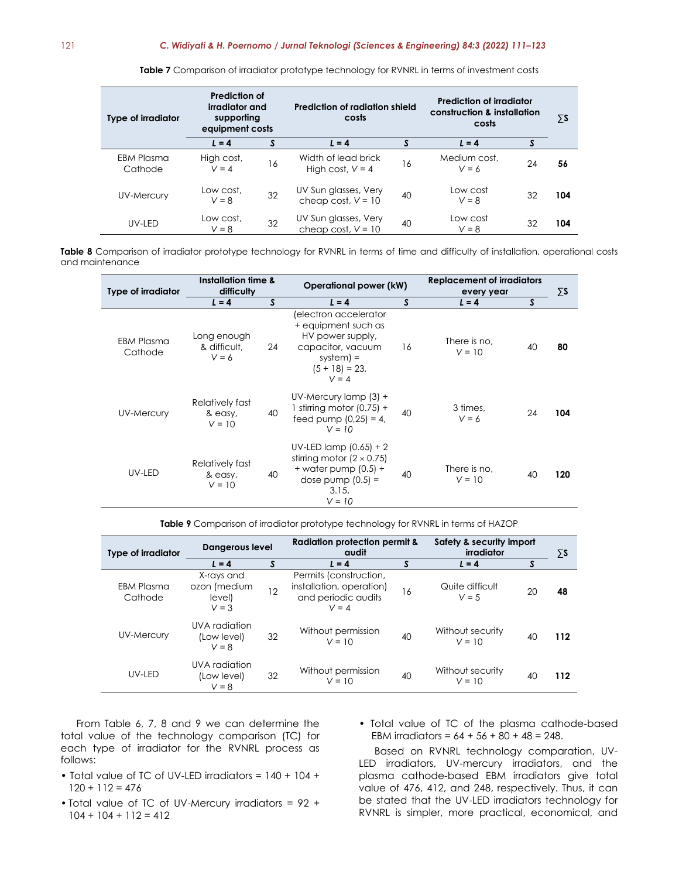**Table 7** Comparison of irradiator prototype technology for RVNRL in terms of investment costs

| Type of irradiator | Prediction of irradiator and supporting equipment costs | | Prediction of radiation shield costs | | Prediction of irradiator construction & installation costs | | ∑S |
|---|---|---|---|---|---|---|---|
| | *L* = 4 | *S* | *L* = 4 | *S* | *L* = 4 | *S* | |
| EBM Plasma Cathode | High cost, *V* = 4 | 16 | Width of lead brick High cost, *V* = 4 | 16 | Medium cost, *V* = 6 | 24 | **56** |
| UV-Mercury | Low cost, *V* = 8 | 32 | UV Sun glasses, Very cheap cost, *V* = 10 | 40 | Low cost *V* = 8 | 32 | **104** |
| UV-LED | Low cost, *V* = 8 | 32 | UV Sun glasses, Very cheap cost, *V* = 10 | 40 | Low cost *V* = 8 | 32 | **104** |

**Table 8** Comparison of irradiator prototype technology for RVNRL in terms of time and difficulty of installation, operational costs and maintenance

| Type of irradiator | Installation time & difficulty | | Operational power (kW) | | Replacement of irradiators every year | | ∑S |
|---|---|---|---|---|---|---|---|
| | *L* = 4 | *S* | *L* = 4 | *S* | *L* = 4 | *S* | |
| EBM Plasma Cathode | Long enough & difficult, *V* = 6 | 24 | (electron accelerator + equipment such as HV power supply, capacitor, vacuum system) = (5 + 18) = 23, *V* = 4 | 16 | There is no, *V* = 10 | 40 | **80** |
| UV-Mercury | Relatively fast & easy, *V* = 10 | 40 | UV-Mercury lamp (3) + 1 stirring motor (0.75) + feed pump (0,25) = 4, *V = 10* | 40 | 3 times, *V* = 6 | 24 | **104** |
| UV-LED | Relatively fast & easy, *V* = 10 | 40 | UV-LED lamp (0.65) + 2 stirring motor (2 × 0.75) + water pump (0.5) + dose pump (0.5) = 3.15, *V = 10* | 40 | There is no, *V* = 10 | 40 | **120** |

**Table 9** Comparison of irradiator prototype technology for RVNRL in terms of HAZOP

| Type of irradiator | Dangerous level | | Radiation protection permit & audit | | Safety & security import irradiator | | ∑S |
|---|---|---|---|---|---|---|---|
| | *L* = 4 | *S* | *L* = 4 | *S* | *L* = 4 | *S* | |
| EBM Plasma Cathode | X-rays and ozon (medium level) *V* = 3 | 12 | Permits (construction, installation, operation) and periodic audits *V* = 4 | 16 | Quite difficult *V* = 5 | 20 | **48** |
| UV-Mercury | UVA radiation (Low level) *V* = 8 | 32 | Without permission *V* = 10 | 40 | Without security *V* = 10 | 40 | **112** |
| UV-LED | UVA radiation (Low level) *V* = 8 | 32 | Without permission *V* = 10 | 40 | Without security *V* = 10 | 40 | **112** |

From Table 6, 7, 8 and 9 we can determine the total value of the technology comparison (TC) for each type of irradiator for the RVNRL process as follows:

- Total value of TC of UV-LED irradiators = 140 + 104 + 120 + 112 = 476
- Total value of TC of UV-Mercury irradiators = 92 + 104 + 104 + 112 = 412
- Total value of TC of the plasma cathode-based EBM irradiators = 64 + 56 + 80 + 48 = 248.

Based on RVNRL technology comparation, UV-LED irradiators, UV-mercury irradiators, and the plasma cathode-based EBM irradiators give total value of 476, 412, and 248, respectively. Thus, it can be stated that the UV-LED irradiators technology for RVNRL is simpler, more practical, economical, and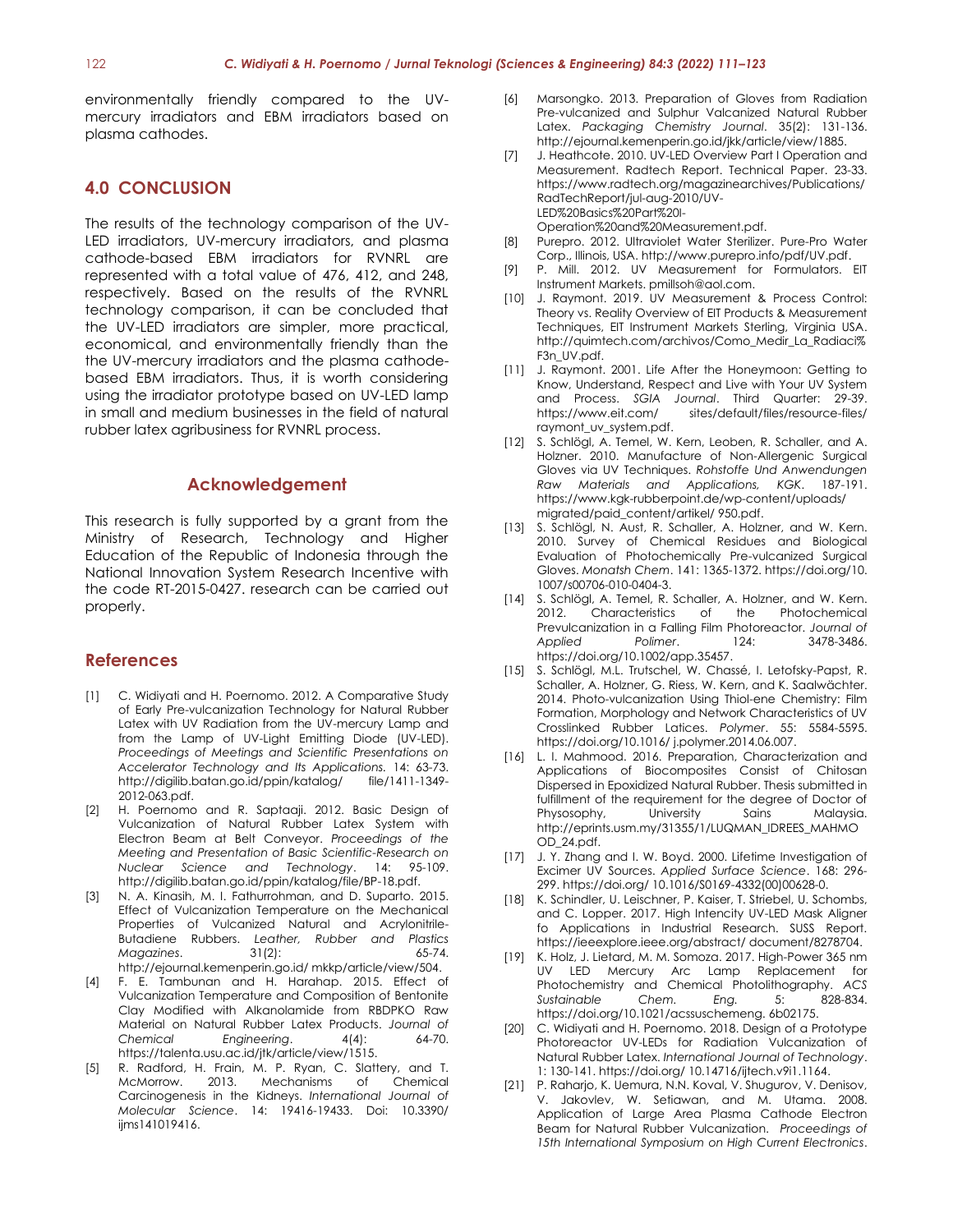environmentally friendly compared to the UV-mercury irradiators and EBM irradiators based on plasma cathodes.

## 4.0 CONCLUSION

The results of the technology comparison of the UV-LED irradiators, UV-mercury irradiators, and plasma cathode-based EBM irradiators for RVNRL are represented with a total value of 476, 412, and 248, respectively. Based on the results of the RVNRL technology comparison, it can be concluded that the UV-LED irradiators are simpler, more practical, economical, and environmentally friendly than the the UV-mercury irradiators and the plasma cathode-based EBM irradiators. Thus, it is worth considering using the irradiator prototype based on UV-LED lamp in small and medium businesses in the field of natural rubber latex agribusiness for RVNRL process.

## Acknowledgement

This research is fully supported by a grant from the Ministry of Research, Technology and Higher Education of the Republic of Indonesia through the National Innovation System Research Incentive with the code RT-2015-0427. research can be carried out properly.

## References

[1] C. Widiyati and H. Poernomo. 2012. A Comparative Study of Early Pre-vulcanization Technology for Natural Rubber Latex with UV Radiation from the UV-mercury Lamp and from the Lamp of UV-Light Emitting Diode (UV-LED). *Proceedings of Meetings and Scientific Presentations on Accelerator Technology and Its Applications.* 14: 63-73. http://digilib.batan.go.id/ppin/katalog/ file/1411-1349-2012-063.pdf.

[2] H. Poernomo and R. Saptaaji. 2012. Basic Design of Vulcanization of Natural Rubber Latex System with Electron Beam at Belt Conveyor. *Proceedings of the Meeting and Presentation of Basic Scientific-Research on Nuclear Science and Technology*. 14: 95-109. http://digilib.batan.go.id/ppin/katalog/file/BP-18.pdf.

[3] N. A. Kinasih, M. I. Fathurrohman, and D. Suparto. 2015. Effect of Vulcanization Temperature on the Mechanical Properties of Vulcanized Natural and Acrylonitrile-Butadiene Rubbers. *Leather, Rubber and Plastics Magazines*. 31(2): 65-74. http://ejournal.kemenperin.go.id/ mkkp/article/view/504.

[4] F. E. Tambunan and H. Harahap. 2015. Effect of Vulcanization Temperature and Composition of Bentonite Clay Modified with Alkanolamide from RBDPKO Raw Material on Natural Rubber Latex Products. *Journal of Chemical Engineering*. 4(4): 64-70. https://talenta.usu.ac.id/jtk/article/view/1515.

[5] R. Radford, H. Frain, M. P. Ryan, C. Slattery, and T. McMorrow. 2013. Mechanisms of Chemical Carcinogenesis in the Kidneys. *International Journal of Molecular Science*. 14: 19416-19433. Doi: 10.3390/ ijms141019416.

[6] Marsongko. 2013. Preparation of Gloves from Radiation Pre-vulcanized and Sulphur Valcanized Natural Rubber Latex. *Packaging Chemistry Journal*. 35(2): 131-136. http://ejournal.kemenperin.go.id/jkk/article/view/1885.

[7] J. Heathcote. 2010. UV-LED Overview Part I Operation and Measurement. Radtech Report. Technical Paper. 23-33. https://www.radtech.org/magazinearchives/Publications/ RadTechReport/jul-aug-2010/UV-LED%20Basics%20Part%20I-Operation%20and%20Measurement.pdf.

[8] Purepro. 2012. Ultraviolet Water Sterilizer. Pure-Pro Water Corp., Illinois, USA. http://www.purepro.info/pdf/UV.pdf.

[9] P. Mill. 2012. UV Measurement for Formulators. EIT Instrument Markets. pmillsoh@aol.com.

[10] J. Raymont. 2019. UV Measurement & Process Control: Theory vs. Reality Overview of EIT Products & Measurement Techniques, EIT Instrument Markets Sterling, Virginia USA. http://quimtech.com/archivos/Como_Medir_La_Radiaci% F3n_UV.pdf.

[11] J. Raymont. 2001. Life After the Honeymoon: Getting to Know, Understand, Respect and Live with Your UV System and Process. *SGIA Journal*. Third Quarter: 29-39. https://www.eit.com/ sites/default/files/resource-files/ raymont_uv_system.pdf.

[12] S. Schlögl, A. Temel, W. Kern, Leoben, R. Schaller, and A. Holzner. 2010. Manufacture of Non-Allergenic Surgical Gloves via UV Techniques. *Rohstoffe Und Anwendungen Raw Materials and Applications, KGK*. 187-191. https://www.kgk-rubberpoint.de/wp-content/uploads/ migrated/paid_content/artikel/ 950.pdf.

[13] S. Schlögl, N. Aust, R. Schaller, A. Holzner, and W. Kern. 2010. Survey of Chemical Residues and Biological Evaluation of Photochemically Pre-vulcanized Surgical Gloves. *Monatsh Chem*. 141: 1365-1372. https://doi.org/10. 1007/s00706-010-0404-3.

[14] S. Schlögl, A. Temel, R. Schaller, A. Holzner, and W. Kern. 2012. Characteristics of the Photochemical Prevulcanization in a Falling Film Photoreactor. *Journal of Applied Polimer*. 124: 3478-3486. https://doi.org/10.1002/app.35457.

[15] S. Schlögl, M.L. Trutschel, W. Chassé, I. Letofsky-Papst, R. Schaller, A. Holzner, G. Riess, W. Kern, and K. Saalwächter. 2014. Photo-vulcanization Using Thiol-ene Chemistry: Film Formation, Morphology and Network Characteristics of UV Crosslinked Rubber Latices. *Polymer*. 55: 5584-5595. https://doi.org/10.1016/ j.polymer.2014.06.007.

[16] L. I. Mahmood. 2016. Preparation, Characterization and Applications of Biocomposites Consist of Chitosan Dispersed in Epoxidized Natural Rubber. Thesis submitted in fulfillment of the requirement for the degree of Doctor of Physosophy, University Sains Malaysia. http://eprints.usm.my/31355/1/LUQMAN_IDREES_MAHMOOD_24.pdf.

[17] J. Y. Zhang and I. W. Boyd. 2000. Lifetime Investigation of Excimer UV Sources. *Applied Surface Science*. 168: 296-299. https://doi.org/ 10.1016/S0169-4332(00)00628-0.

[18] K. Schindler, U. Leischner, P. Kaiser, T. Striebel, U. Schombs, and C. Lopper. 2017. High Intencity UV-LED Mask Aligner fo Applications in Industrial Research. SUSS Report. https://ieeexplore.ieee.org/abstract/ document/8278704.

[19] K. Holz, J. Lietard, M. M. Somoza. 2017. High-Power 365 nm UV LED Mercury Arc Lamp Replacement for Photochemistry and Chemical Photolithography. *ACS Sustainable Chem. Eng.* 5: 828-834. https://doi.org/10.1021/acssuschemeng. 6b02175.

[20] C. Widiyati and H. Poernomo. 2018. Design of a Prototype Photoreactor UV-LEDs for Radiation Vulcanization of Natural Rubber Latex. *International Journal of Technology*. 1: 130-141. https://doi.org/ 10.14716/ijtech.v9i1.1164.

[21] P. Raharjo, K. Uemura, N.N. Koval, V. Shugurov, V. Denisov, V. Jakovlev, W. Setiawan, and M. Utama. 2008. Application of Large Area Plasma Cathode Electron Beam for Natural Rubber Vulcanization. *Proceedings of 15th International Symposium on High Current Electronics*.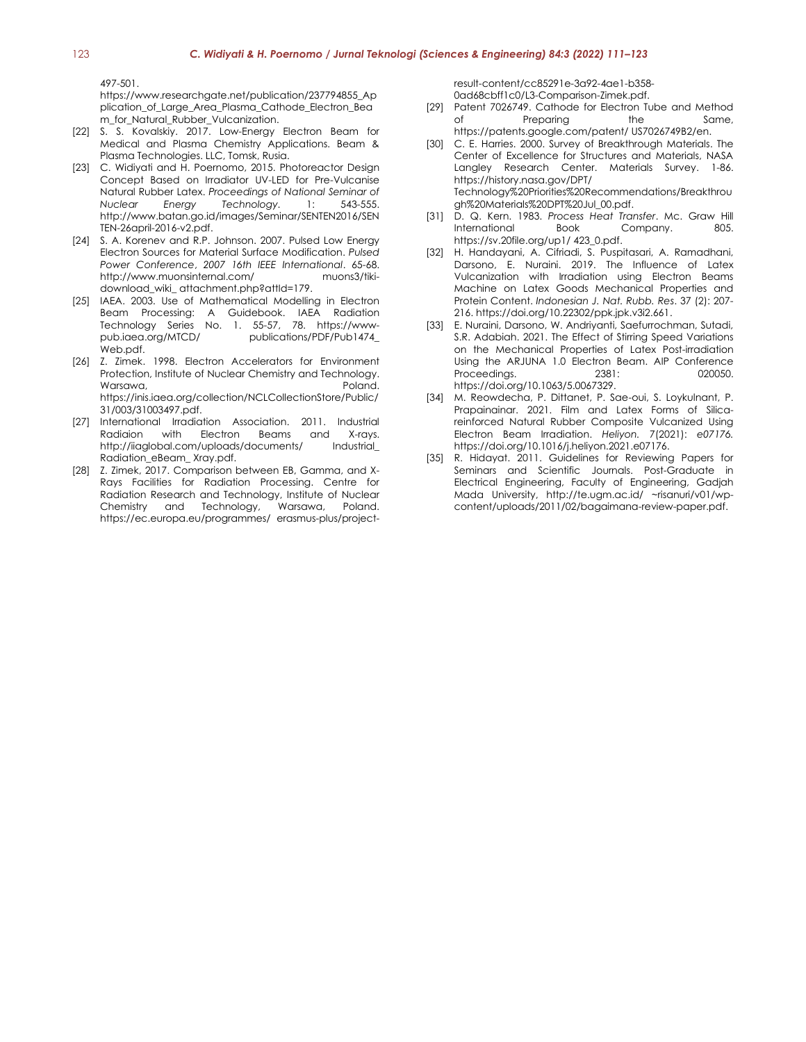497-501. https://www.researchgate.net/publication/237794855_Application_of_Large_Area_Plasma_Cathode_Electron_Beam_for_Natural_Rubber_Vulcanization.

[22] S. S. Kovalskiy. 2017. Low-Energy Electron Beam for Medical and Plasma Chemistry Applications. Beam & Plasma Technologies. LLC, Tomsk, Rusia.

[23] C. Widiyati and H. Poernomo, 2015. Photoreactor Design Concept Based on Irradiator UV-LED for Pre-Vulcanise Natural Rubber Latex. *Proceedings of National Seminar of Nuclear Energy Technology.* 1: 543-555. http://www.batan.go.id/images/Seminar/SENTEN2016/SENTEN-26april-2016-v2.pdf.

[24] S. A. Korenev and R.P. Johnson. 2007. Pulsed Low Energy Electron Sources for Material Surface Modification. *Pulsed Power Conference*, *2007 16th IEEE International*. 65-68. http://www.muonsinternal.com/ muons3/tiki-download_wiki_ attachment.php?attId=179.

[25] IAEA. 2003. Use of Mathematical Modelling in Electron Beam Processing: A Guidebook. IAEA Radiation Technology Series No. 1. 55-57, 78. https://www-pub.iaea.org/MTCD/ publications/PDF/Pub1474_Web.pdf.

[26] Z. Zimek. 1998. Electron Accelerators for Environment Protection, Institute of Nuclear Chemistry and Technology. Warsawa, Poland. https://inis.iaea.org/collection/NCLCollectionStore/Public/31/003/31003497.pdf.

[27] International Irradiation Association. 2011. Industrial Radiaion with Electron Beams and X-rays. http://iiaglobal.com/uploads/documents/ Industrial_Radiation_eBeam_ Xray.pdf.

[28] Z. Zimek, 2017. Comparison between EB, Gamma, and X-Rays Facilities for Radiation Processing. Centre for Radiation Research and Technology, Institute of Nuclear Chemistry and Technology, Warsawa, Poland. https://ec.europa.eu/programmes/ erasmus-plus/project-result-content/cc85291e-3a92-4ae1-b358-0ad68cbff1c0/L3-Comparison-Zimek.pdf.

[29] Patent 7026749. Cathode for Electron Tube and Method of Preparing the Same, https://patents.google.com/patent/ US7026749B2/en.

[30] C. E. Harries. 2000. Survey of Breakthrough Materials. The Center of Excellence for Structures and Materials, NASA Langley Research Center. Materials Survey. 1-86. https://history.nasa.gov/DPT/ Technology%20Priorities%20Recommendations/Breakthrough%20Materials%20DPT%20Jul_00.pdf.

[31] D. Q. Kern. 1983. *Process Heat Transfer*. Mc. Graw Hill International Book Company. 805. https://sv.20file.org/up1/ 423_0.pdf.

[32] H. Handayani, A. Cifriadi, S. Puspitasari, A. Ramadhani, Darsono, E. Nuraini. 2019. The Influence of Latex Vulcanization with Irradiation using Electron Beams Machine on Latex Goods Mechanical Properties and Protein Content. *Indonesian J. Nat. Rubb. Res*. 37 (2): 207-216. https://doi.org/10.22302/ppk.jpk.v3i2.661.

[33] E. Nuraini, Darsono, W. Andriyanti, Saefurrochman, Sutadi, S.R. Adabiah. 2021. The Effect of Stirring Speed Variations on the Mechanical Properties of Latex Post-irradiation Using the ARJUNA 1.0 Electron Beam. AIP Conference Proceedings. 2381: 020050. https://doi.org/10.1063/5.0067329.

[34] M. Reowdecha, P. Dittanet, P. Sae-oui, S. Loykulnant, P. Prapainainar. 2021. Film and Latex Forms of Silica-reinforced Natural Rubber Composite Vulcanized Using Electron Beam Irradiation. *Heliyon.* 7(2021): *e07176.* https://doi.org/10.1016/j.heliyon.2021.e07176.

[35] R. Hidayat. 2011. Guidelines for Reviewing Papers for Seminars and Scientific Journals. Post-Graduate in Electrical Engineering, Faculty of Engineering, Gadjah Mada University, http://te.ugm.ac.id/ ~risanuri/v01/wp-content/uploads/2011/02/bagaimana-review-paper.pdf.